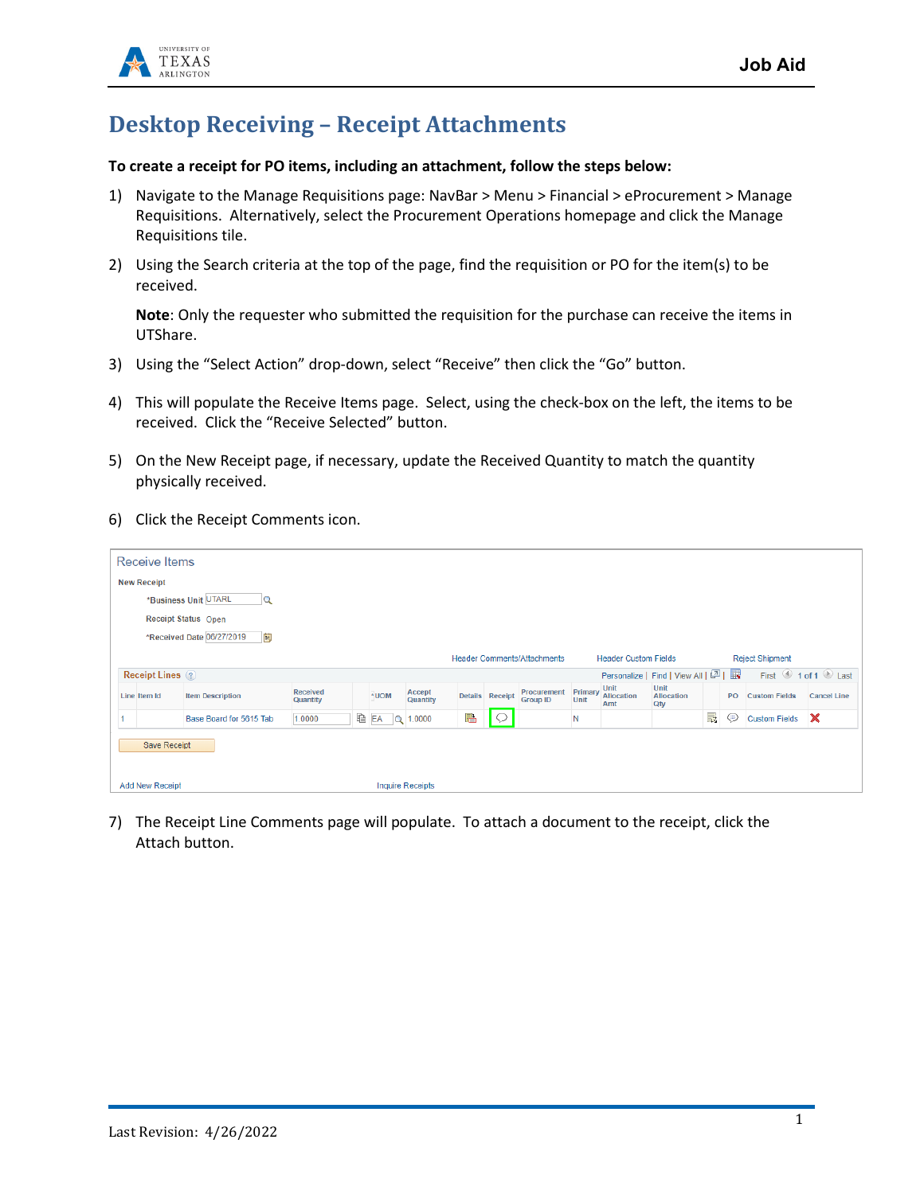# Desktop Receiving – Receipt Attachments

**To create a receipt for PO items, including an attachment, follow the steps below:**

1) Navigate to the Manage Requisitions page: NavBar > Menu > Financial > eProcurement > Manage Requisitions. Alternatively, select the Procurement Operations homepage and click the Manage Requisitions tile.

2) Using the Search criteria at the top of the page, find the requisition or PO for the item(s) to be received.

   **Note**: Only the requester who submitted the requisition for the purchase can receive the items in UTShare.

3) Using the "Select Action" drop-down, select "Receive" then click the "Go" button.

4) This will populate the Receive Items page. Select, using the check-box on the left, the items to be received. Click the "Receive Selected" button.

5) On the New Receipt page, if necessary, update the Received Quantity to match the quantity physically received.

6) Click the Receipt Comments icon.

7) The Receipt Line Comments page will populate. To attach a document to the receipt, click the Attach button.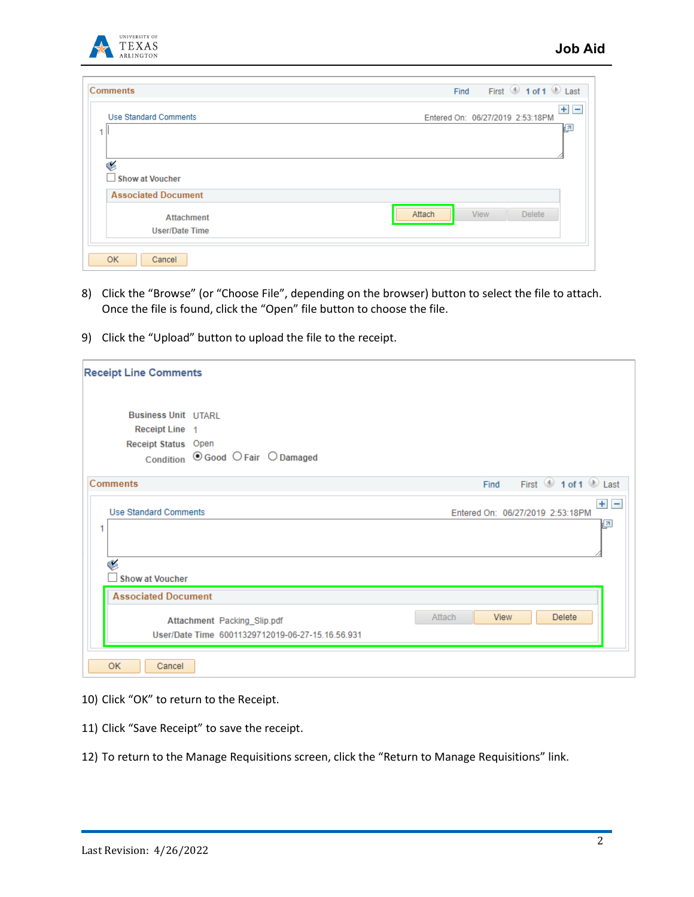Comments

Find First 1 of 1 Last

Use Standard Comments Entered On: 06/27/2019 2:53:18PM

1

Show at Voucher

Associated Document

Attachment

User/Date Time

Attach View Delete

OK Cancel

8) Click the “Browse” (or “Choose File”, depending on the browser) button to select the file to attach. Once the file is found, click the “Open” file button to choose the file.

9) Click the “Upload” button to upload the file to the receipt.

Receipt Line Comments

Business Unit UTARL

Receipt Line 1

Receipt Status Open

Condition Good Fair Damaged

Comments

Find First 1 of 1 Last

Use Standard Comments Entered On: 06/27/2019 2:53:18PM

1

Show at Voucher

Associated Document

Attachment Packing_Slip.pdf

User/Date Time 60011329712019-06-27-15.16.56.931

Attach View Delete

OK Cancel

10) Click “OK” to return to the Receipt.

11) Click “Save Receipt” to save the receipt.

12) To return to the Manage Requisitions screen, click the “Return to Manage Requisitions” link.

Last Revision: 4/26/2022